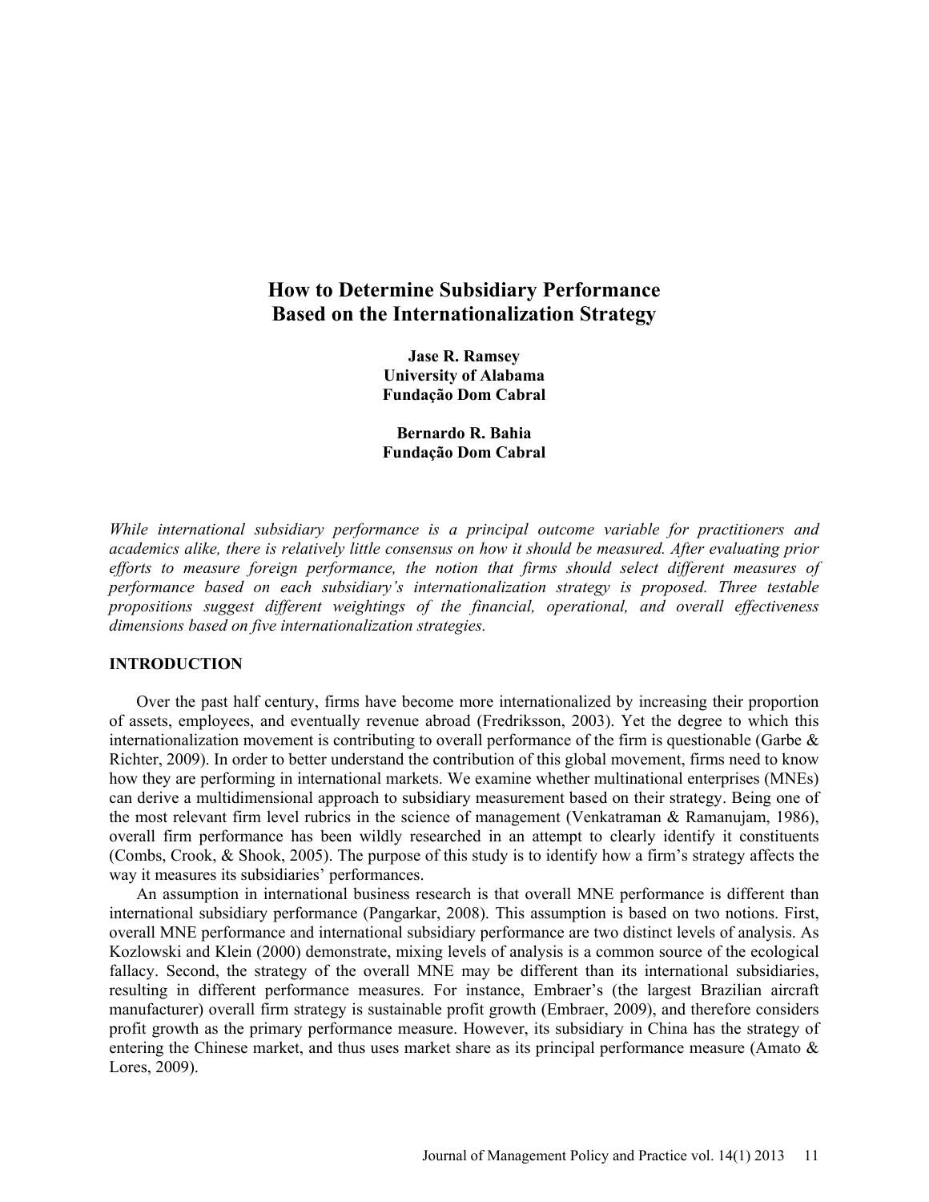# How to Determine Subsidiary Performance Based on the Internationalization Strategy

**Jase R. Ramsey**
**University of Alabama**
**Fundação Dom Cabral**

**Bernardo R. Bahia**
**Fundação Dom Cabral**

*While international subsidiary performance is a principal outcome variable for practitioners and academics alike, there is relatively little consensus on how it should be measured. After evaluating prior efforts to measure foreign performance, the notion that firms should select different measures of performance based on each subsidiary's internationalization strategy is proposed. Three testable propositions suggest different weightings of the financial, operational, and overall effectiveness dimensions based on five internationalization strategies.*

## INTRODUCTION

Over the past half century, firms have become more internationalized by increasing their proportion of assets, employees, and eventually revenue abroad (Fredriksson, 2003). Yet the degree to which this internationalization movement is contributing to overall performance of the firm is questionable (Garbe & Richter, 2009). In order to better understand the contribution of this global movement, firms need to know how they are performing in international markets. We examine whether multinational enterprises (MNEs) can derive a multidimensional approach to subsidiary measurement based on their strategy. Being one of the most relevant firm level rubrics in the science of management (Venkatraman & Ramanujam, 1986), overall firm performance has been wildly researched in an attempt to clearly identify it constituents (Combs, Crook, & Shook, 2005). The purpose of this study is to identify how a firm's strategy affects the way it measures its subsidiaries' performances.

An assumption in international business research is that overall MNE performance is different than international subsidiary performance (Pangarkar, 2008). This assumption is based on two notions. First, overall MNE performance and international subsidiary performance are two distinct levels of analysis. As Kozlowski and Klein (2000) demonstrate, mixing levels of analysis is a common source of the ecological fallacy. Second, the strategy of the overall MNE may be different than its international subsidiaries, resulting in different performance measures. For instance, Embraer's (the largest Brazilian aircraft manufacturer) overall firm strategy is sustainable profit growth (Embraer, 2009), and therefore considers profit growth as the primary performance measure. However, its subsidiary in China has the strategy of entering the Chinese market, and thus uses market share as its principal performance measure (Amato & Lores, 2009).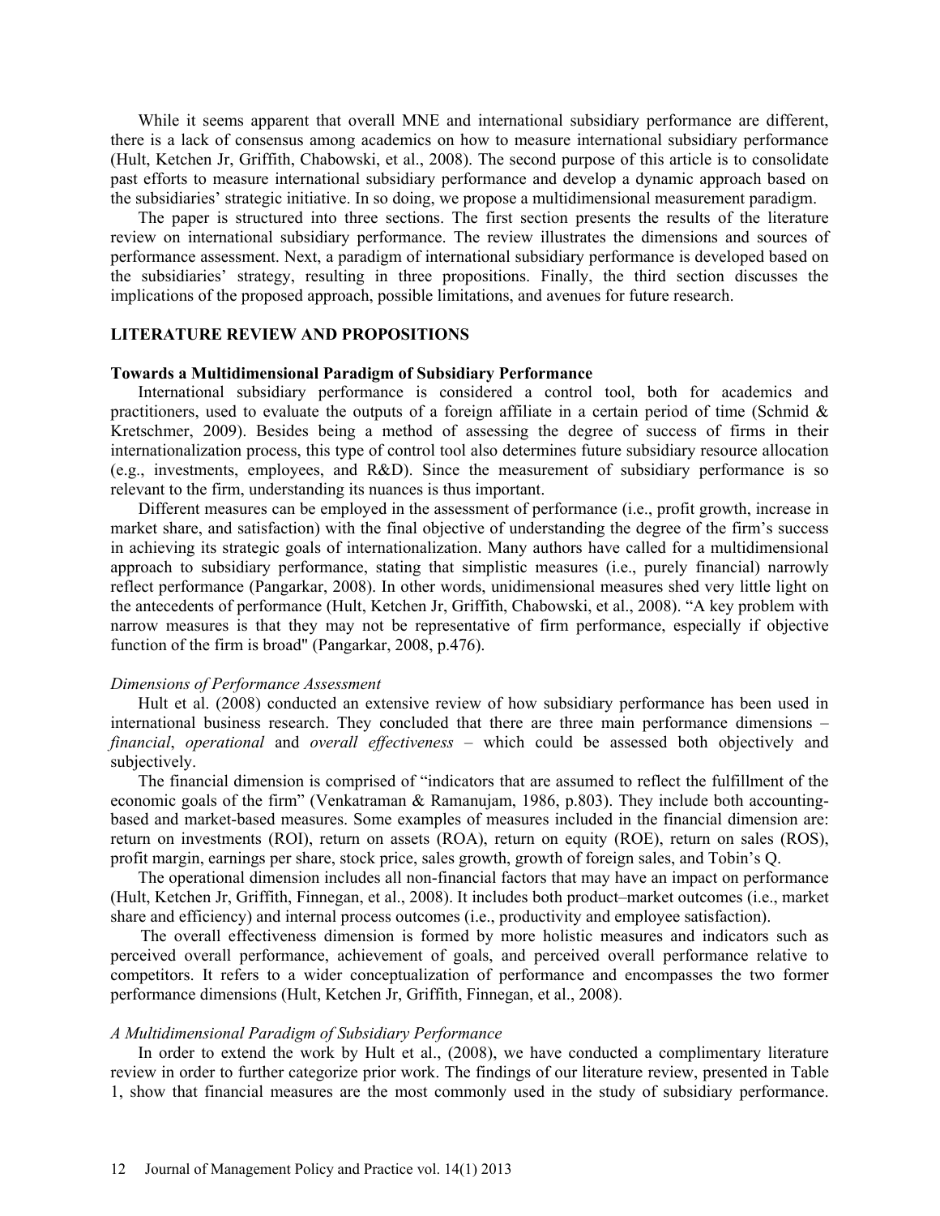While it seems apparent that overall MNE and international subsidiary performance are different, there is a lack of consensus among academics on how to measure international subsidiary performance (Hult, Ketchen Jr, Griffith, Chabowski, et al., 2008). The second purpose of this article is to consolidate past efforts to measure international subsidiary performance and develop a dynamic approach based on the subsidiaries' strategic initiative. In so doing, we propose a multidimensional measurement paradigm.

The paper is structured into three sections. The first section presents the results of the literature review on international subsidiary performance. The review illustrates the dimensions and sources of performance assessment. Next, a paradigm of international subsidiary performance is developed based on the subsidiaries' strategy, resulting in three propositions. Finally, the third section discusses the implications of the proposed approach, possible limitations, and avenues for future research.

## LITERATURE REVIEW AND PROPOSITIONS

### Towards a Multidimensional Paradigm of Subsidiary Performance

International subsidiary performance is considered a control tool, both for academics and practitioners, used to evaluate the outputs of a foreign affiliate in a certain period of time (Schmid & Kretschmer, 2009). Besides being a method of assessing the degree of success of firms in their internationalization process, this type of control tool also determines future subsidiary resource allocation (e.g., investments, employees, and R&D). Since the measurement of subsidiary performance is so relevant to the firm, understanding its nuances is thus important.

Different measures can be employed in the assessment of performance (i.e., profit growth, increase in market share, and satisfaction) with the final objective of understanding the degree of the firm's success in achieving its strategic goals of internationalization. Many authors have called for a multidimensional approach to subsidiary performance, stating that simplistic measures (i.e., purely financial) narrowly reflect performance (Pangarkar, 2008). In other words, unidimensional measures shed very little light on the antecedents of performance (Hult, Ketchen Jr, Griffith, Chabowski, et al., 2008). "A key problem with narrow measures is that they may not be representative of firm performance, especially if objective function of the firm is broad" (Pangarkar, 2008, p.476).

#### *Dimensions of Performance Assessment*

Hult et al. (2008) conducted an extensive review of how subsidiary performance has been used in international business research. They concluded that there are three main performance dimensions – *financial*, *operational* and *overall effectiveness* – which could be assessed both objectively and subjectively.

The financial dimension is comprised of "indicators that are assumed to reflect the fulfillment of the economic goals of the firm" (Venkatraman & Ramanujam, 1986, p.803). They include both accounting-based and market-based measures. Some examples of measures included in the financial dimension are: return on investments (ROI), return on assets (ROA), return on equity (ROE), return on sales (ROS), profit margin, earnings per share, stock price, sales growth, growth of foreign sales, and Tobin's Q.

The operational dimension includes all non-financial factors that may have an impact on performance (Hult, Ketchen Jr, Griffith, Finnegan, et al., 2008). It includes both product–market outcomes (i.e., market share and efficiency) and internal process outcomes (i.e., productivity and employee satisfaction).

The overall effectiveness dimension is formed by more holistic measures and indicators such as perceived overall performance, achievement of goals, and perceived overall performance relative to competitors. It refers to a wider conceptualization of performance and encompasses the two former performance dimensions (Hult, Ketchen Jr, Griffith, Finnegan, et al., 2008).

#### *A Multidimensional Paradigm of Subsidiary Performance*

In order to extend the work by Hult et al., (2008), we have conducted a complimentary literature review in order to further categorize prior work. The findings of our literature review, presented in Table 1, show that financial measures are the most commonly used in the study of subsidiary performance.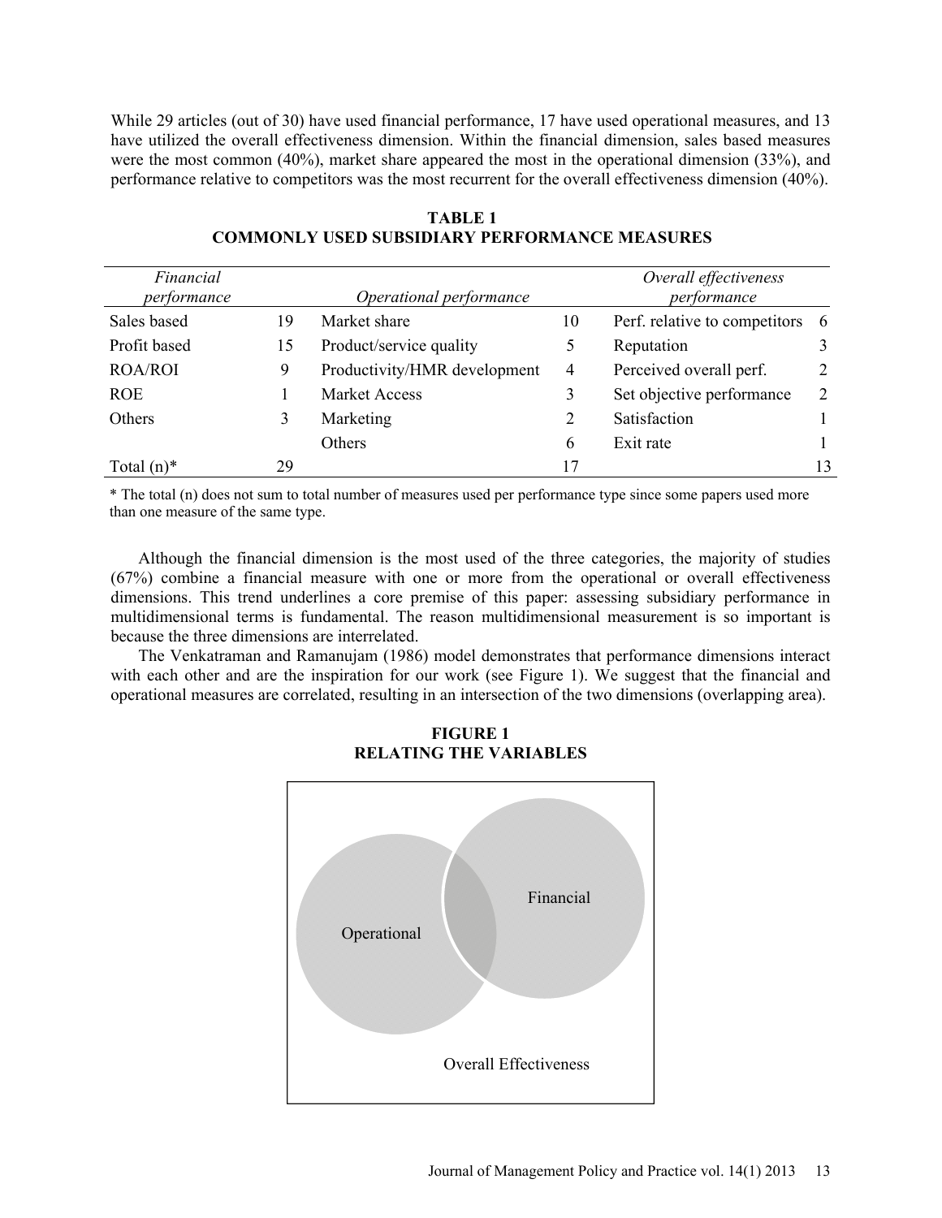While 29 articles (out of 30) have used financial performance, 17 have used operational measures, and 13 have utilized the overall effectiveness dimension. Within the financial dimension, sales based measures were the most common (40%), market share appeared the most in the operational dimension (33%), and performance relative to competitors was the most recurrent for the overall effectiveness dimension (40%).

**TABLE 1**
**COMMONLY USED SUBSIDIARY PERFORMANCE MEASURES**

| *Financial performance* | | *Operational performance* | | *Overall effectiveness performance* | |
|---|---|---|---|---|---|
| Sales based | 19 | Market share | 10 | Perf. relative to competitors | 6 |
| Profit based | 15 | Product/service quality | 5 | Reputation | 3 |
| ROA/ROI | 9 | Productivity/HMR development | 4 | Perceived overall perf. | 2 |
| ROE | 1 | Market Access | 3 | Set objective performance | 2 |
| Others | 3 | Marketing | 2 | Satisfaction | 1 |
| | | Others | 6 | Exit rate | 1 |
| Total (n)* | 29 | | 17 | | 13 |

\* The total (n) does not sum to total number of measures used per performance type since some papers used more than one measure of the same type.

Although the financial dimension is the most used of the three categories, the majority of studies (67%) combine a financial measure with one or more from the operational or overall effectiveness dimensions. This trend underlines a core premise of this paper: assessing subsidiary performance in multidimensional terms is fundamental. The reason multidimensional measurement is so important is because the three dimensions are interrelated.

The Venkatraman and Ramanujam (1986) model demonstrates that performance dimensions interact with each other and are the inspiration for our work (see Figure 1). We suggest that the financial and operational measures are correlated, resulting in an intersection of the two dimensions (overlapping area).

**FIGURE 1**
**RELATING THE VARIABLES**

Operational

Financial

Overall Effectiveness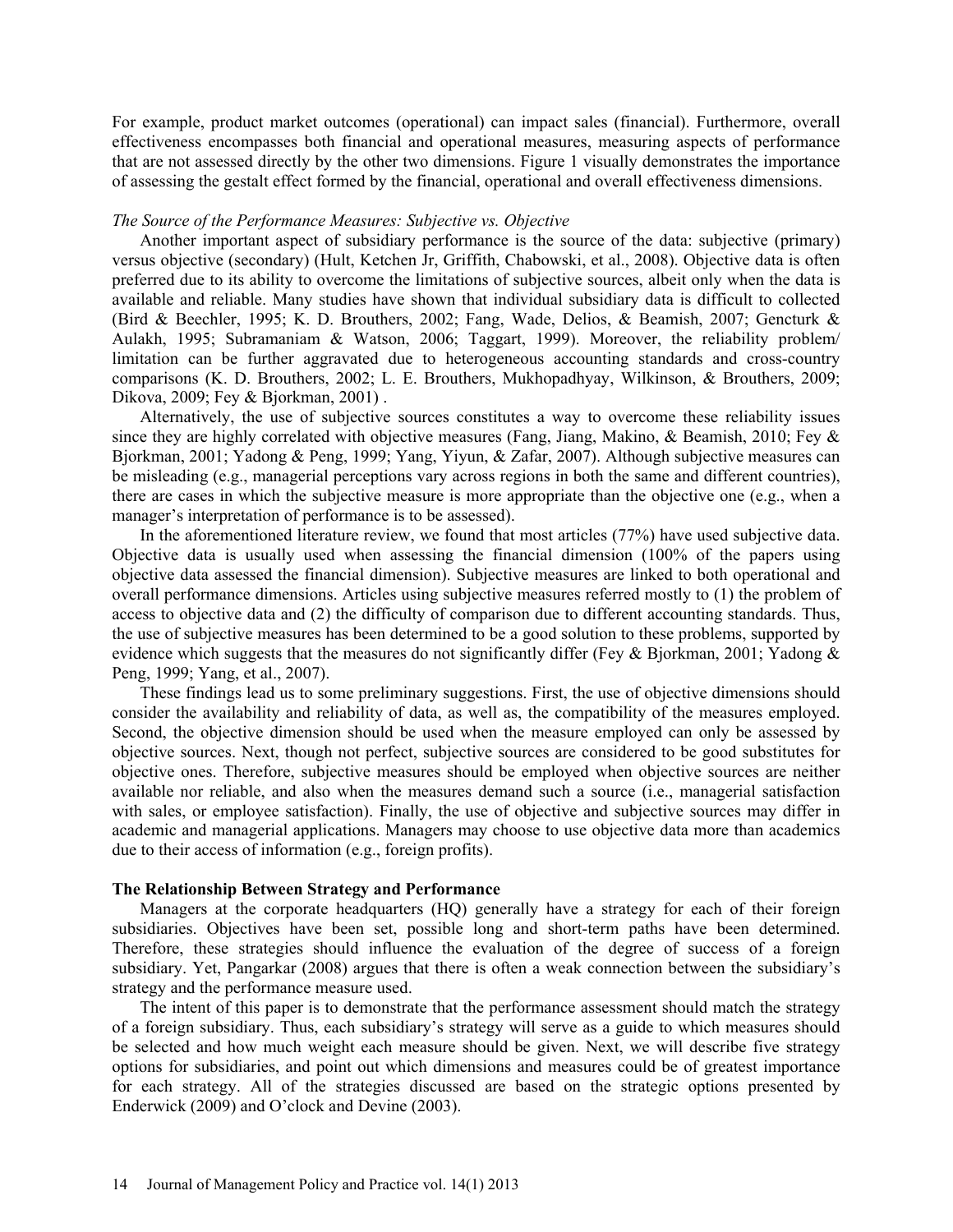For example, product market outcomes (operational) can impact sales (financial). Furthermore, overall effectiveness encompasses both financial and operational measures, measuring aspects of performance that are not assessed directly by the other two dimensions. Figure 1 visually demonstrates the importance of assessing the gestalt effect formed by the financial, operational and overall effectiveness dimensions.

*The Source of the Performance Measures: Subjective vs. Objective*

Another important aspect of subsidiary performance is the source of the data: subjective (primary) versus objective (secondary) (Hult, Ketchen Jr, Griffith, Chabowski, et al., 2008). Objective data is often preferred due to its ability to overcome the limitations of subjective sources, albeit only when the data is available and reliable. Many studies have shown that individual subsidiary data is difficult to collected (Bird & Beechler, 1995; K. D. Brouthers, 2002; Fang, Wade, Delios, & Beamish, 2007; Gencturk & Aulakh, 1995; Subramaniam & Watson, 2006; Taggart, 1999). Moreover, the reliability problem/ limitation can be further aggravated due to heterogeneous accounting standards and cross-country comparisons (K. D. Brouthers, 2002; L. E. Brouthers, Mukhopadhyay, Wilkinson, & Brouthers, 2009; Dikova, 2009; Fey & Bjorkman, 2001) .

Alternatively, the use of subjective sources constitutes a way to overcome these reliability issues since they are highly correlated with objective measures (Fang, Jiang, Makino, & Beamish, 2010; Fey & Bjorkman, 2001; Yadong & Peng, 1999; Yang, Yiyun, & Zafar, 2007). Although subjective measures can be misleading (e.g., managerial perceptions vary across regions in both the same and different countries), there are cases in which the subjective measure is more appropriate than the objective one (e.g., when a manager's interpretation of performance is to be assessed).

In the aforementioned literature review, we found that most articles (77%) have used subjective data. Objective data is usually used when assessing the financial dimension (100% of the papers using objective data assessed the financial dimension). Subjective measures are linked to both operational and overall performance dimensions. Articles using subjective measures referred mostly to (1) the problem of access to objective data and (2) the difficulty of comparison due to different accounting standards. Thus, the use of subjective measures has been determined to be a good solution to these problems, supported by evidence which suggests that the measures do not significantly differ (Fey & Bjorkman, 2001; Yadong & Peng, 1999; Yang, et al., 2007).

These findings lead us to some preliminary suggestions. First, the use of objective dimensions should consider the availability and reliability of data, as well as, the compatibility of the measures employed. Second, the objective dimension should be used when the measure employed can only be assessed by objective sources. Next, though not perfect, subjective sources are considered to be good substitutes for objective ones. Therefore, subjective measures should be employed when objective sources are neither available nor reliable, and also when the measures demand such a source (i.e., managerial satisfaction with sales, or employee satisfaction). Finally, the use of objective and subjective sources may differ in academic and managerial applications. Managers may choose to use objective data more than academics due to their access of information (e.g., foreign profits).

**The Relationship Between Strategy and Performance**

Managers at the corporate headquarters (HQ) generally have a strategy for each of their foreign subsidiaries. Objectives have been set, possible long and short-term paths have been determined. Therefore, these strategies should influence the evaluation of the degree of success of a foreign subsidiary. Yet, Pangarkar (2008) argues that there is often a weak connection between the subsidiary's strategy and the performance measure used.

The intent of this paper is to demonstrate that the performance assessment should match the strategy of a foreign subsidiary. Thus, each subsidiary's strategy will serve as a guide to which measures should be selected and how much weight each measure should be given. Next, we will describe five strategy options for subsidiaries, and point out which dimensions and measures could be of greatest importance for each strategy. All of the strategies discussed are based on the strategic options presented by Enderwick (2009) and O'clock and Devine (2003).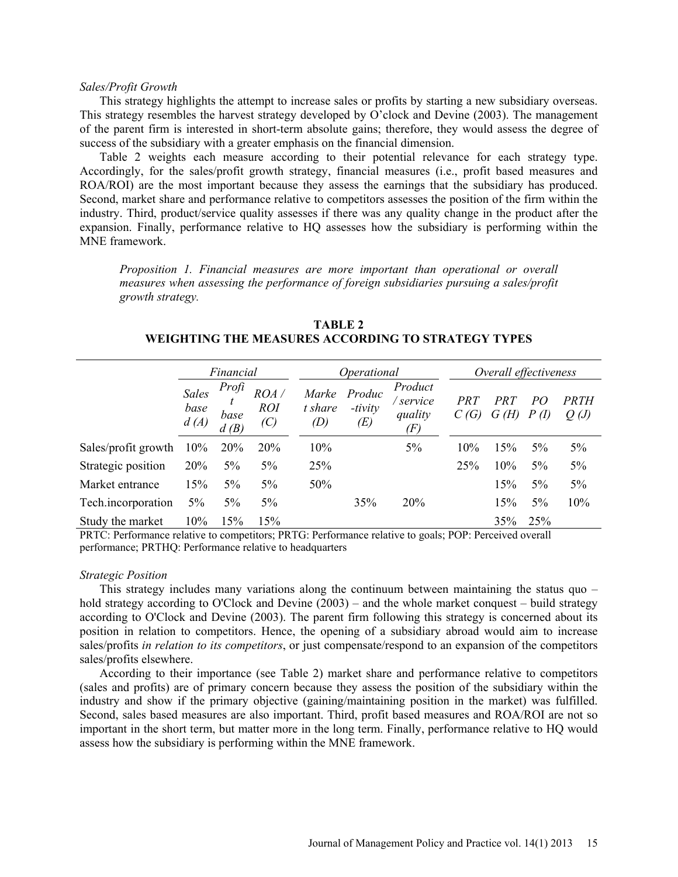*Sales/Profit Growth*

This strategy highlights the attempt to increase sales or profits by starting a new subsidiary overseas. This strategy resembles the harvest strategy developed by O'clock and Devine (2003). The management of the parent firm is interested in short-term absolute gains; therefore, they would assess the degree of success of the subsidiary with a greater emphasis on the financial dimension.

Table 2 weights each measure according to their potential relevance for each strategy type. Accordingly, for the sales/profit growth strategy, financial measures (i.e., profit based measures and ROA/ROI) are the most important because they assess the earnings that the subsidiary has produced. Second, market share and performance relative to competitors assesses the position of the firm within the industry. Third, product/service quality assesses if there was any quality change in the product after the expansion. Finally, performance relative to HQ assesses how the subsidiary is performing within the MNE framework.

> *Proposition 1. Financial measures are more important than operational or overall measures when assessing the performance of foreign subsidiaries pursuing a sales/profit growth strategy.*

**TABLE 2**
**WEIGHTING THE MEASURES ACCORDING TO STRATEGY TYPES**

| | *Financial* | | | *Operational* | | | *Overall effectiveness* | | | |
|---|---|---|---|---|---|---|---|---|---|---|
| | *Sales based (A)* | *Profit based (B)* | *ROA / ROI (C)* | *Market share (D)* | *Productivity (E)* | *Product / service quality (F)* | *PRTC (G)* | *PRTG (H)* | *POP (I)* | *PRTHQ (J)* |
| Sales/profit growth | 10% | 20% | 20% | 10% | | 5% | 10% | 15% | 5% | 5% |
| Strategic position | 20% | 5% | 5% | 25% | | | 25% | 10% | 5% | 5% |
| Market entrance | 15% | 5% | 5% | 50% | | | | 15% | 5% | 5% |
| Tech.incorporation | 5% | 5% | 5% | | 35% | 20% | | 15% | 5% | 10% |
| Study the market | 10% | 15% | 15% | | | | | 35% | 25% | |

PRTC: Performance relative to competitors; PRTG: Performance relative to goals; POP: Perceived overall performance; PRTHQ: Performance relative to headquarters

*Strategic Position*

This strategy includes many variations along the continuum between maintaining the status quo – hold strategy according to O'Clock and Devine (2003) – and the whole market conquest – build strategy according to O'Clock and Devine (2003). The parent firm following this strategy is concerned about its position in relation to competitors. Hence, the opening of a subsidiary abroad would aim to increase sales/profits *in relation to its competitors*, or just compensate/respond to an expansion of the competitors sales/profits elsewhere.

According to their importance (see Table 2) market share and performance relative to competitors (sales and profits) are of primary concern because they assess the position of the subsidiary within the industry and show if the primary objective (gaining/maintaining position in the market) was fulfilled. Second, sales based measures are also important. Third, profit based measures and ROA/ROI are not so important in the short term, but matter more in the long term. Finally, performance relative to HQ would assess how the subsidiary is performing within the MNE framework.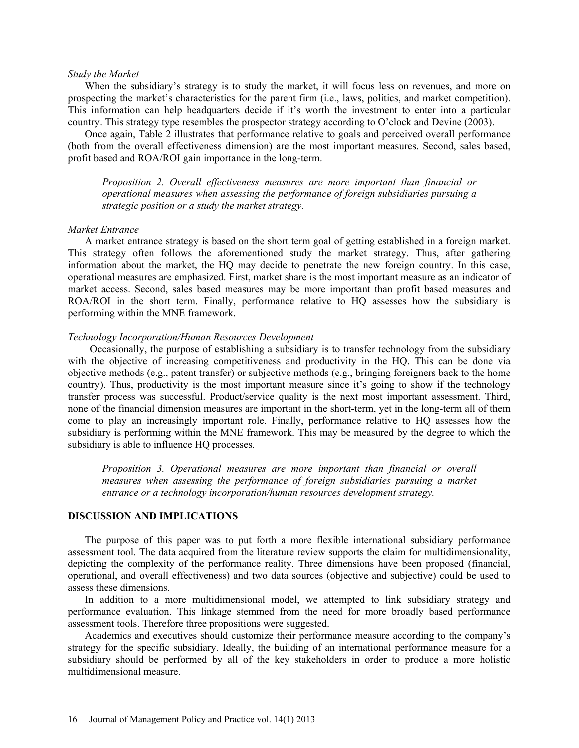*Study the Market*

When the subsidiary's strategy is to study the market, it will focus less on revenues, and more on prospecting the market's characteristics for the parent firm (i.e., laws, politics, and market competition). This information can help headquarters decide if it's worth the investment to enter into a particular country. This strategy type resembles the prospector strategy according to O'clock and Devine (2003).

Once again, Table 2 illustrates that performance relative to goals and perceived overall performance (both from the overall effectiveness dimension) are the most important measures. Second, sales based, profit based and ROA/ROI gain importance in the long-term.

> *Proposition 2. Overall effectiveness measures are more important than financial or operational measures when assessing the performance of foreign subsidiaries pursuing a strategic position or a study the market strategy.*

*Market Entrance*

A market entrance strategy is based on the short term goal of getting established in a foreign market. This strategy often follows the aforementioned study the market strategy. Thus, after gathering information about the market, the HQ may decide to penetrate the new foreign country. In this case, operational measures are emphasized. First, market share is the most important measure as an indicator of market access. Second, sales based measures may be more important than profit based measures and ROA/ROI in the short term. Finally, performance relative to HQ assesses how the subsidiary is performing within the MNE framework.

*Technology Incorporation/Human Resources Development*

Occasionally, the purpose of establishing a subsidiary is to transfer technology from the subsidiary with the objective of increasing competitiveness and productivity in the HQ. This can be done via objective methods (e.g., patent transfer) or subjective methods (e.g., bringing foreigners back to the home country). Thus, productivity is the most important measure since it's going to show if the technology transfer process was successful. Product/service quality is the next most important assessment. Third, none of the financial dimension measures are important in the short-term, yet in the long-term all of them come to play an increasingly important role. Finally, performance relative to HQ assesses how the subsidiary is performing within the MNE framework. This may be measured by the degree to which the subsidiary is able to influence HQ processes.

> *Proposition 3. Operational measures are more important than financial or overall measures when assessing the performance of foreign subsidiaries pursuing a market entrance or a technology incorporation/human resources development strategy.*

## DISCUSSION AND IMPLICATIONS

The purpose of this paper was to put forth a more flexible international subsidiary performance assessment tool. The data acquired from the literature review supports the claim for multidimensionality, depicting the complexity of the performance reality. Three dimensions have been proposed (financial, operational, and overall effectiveness) and two data sources (objective and subjective) could be used to assess these dimensions.

In addition to a more multidimensional model, we attempted to link subsidiary strategy and performance evaluation. This linkage stemmed from the need for more broadly based performance assessment tools. Therefore three propositions were suggested.

Academics and executives should customize their performance measure according to the company's strategy for the specific subsidiary. Ideally, the building of an international performance measure for a subsidiary should be performed by all of the key stakeholders in order to produce a more holistic multidimensional measure.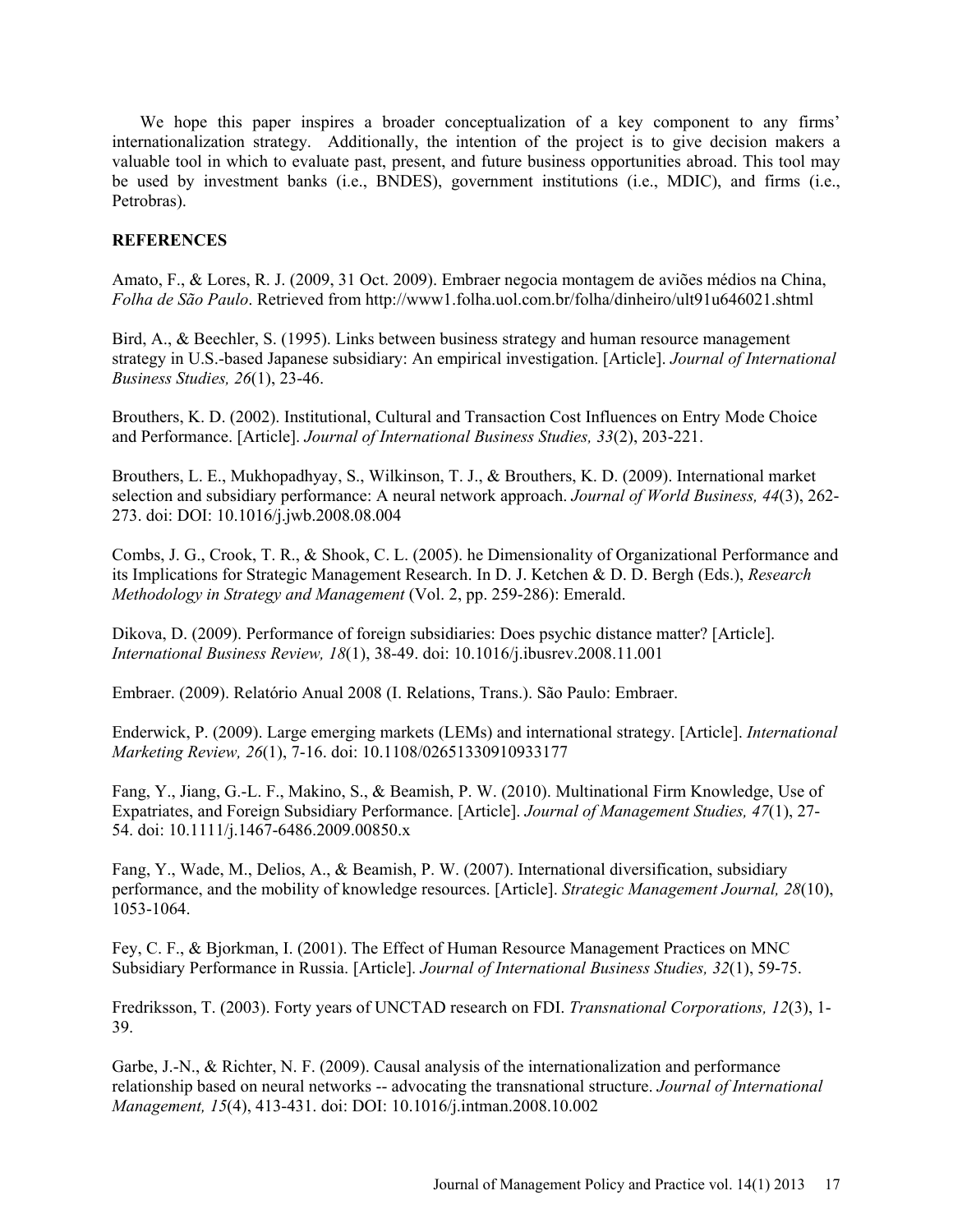We hope this paper inspires a broader conceptualization of a key component to any firms' internationalization strategy. Additionally, the intention of the project is to give decision makers a valuable tool in which to evaluate past, present, and future business opportunities abroad. This tool may be used by investment banks (i.e., BNDES), government institutions (i.e., MDIC), and firms (i.e., Petrobras).

## REFERENCES

Amato, F., & Lores, R. J. (2009, 31 Oct. 2009). Embraer negocia montagem de aviões médios na China, *Folha de São Paulo*. Retrieved from http://www1.folha.uol.com.br/folha/dinheiro/ult91u646021.shtml

Bird, A., & Beechler, S. (1995). Links between business strategy and human resource management strategy in U.S.-based Japanese subsidiary: An empirical investigation. [Article]. *Journal of International Business Studies, 26*(1), 23-46.

Brouthers, K. D. (2002). Institutional, Cultural and Transaction Cost Influences on Entry Mode Choice and Performance. [Article]. *Journal of International Business Studies, 33*(2), 203-221.

Brouthers, L. E., Mukhopadhyay, S., Wilkinson, T. J., & Brouthers, K. D. (2009). International market selection and subsidiary performance: A neural network approach. *Journal of World Business, 44*(3), 262-273. doi: DOI: 10.1016/j.jwb.2008.08.004

Combs, J. G., Crook, T. R., & Shook, C. L. (2005). he Dimensionality of Organizational Performance and its Implications for Strategic Management Research. In D. J. Ketchen & D. D. Bergh (Eds.), *Research Methodology in Strategy and Management* (Vol. 2, pp. 259-286): Emerald.

Dikova, D. (2009). Performance of foreign subsidiaries: Does psychic distance matter? [Article]. *International Business Review, 18*(1), 38-49. doi: 10.1016/j.ibusrev.2008.11.001

Embraer. (2009). Relatório Anual 2008 (I. Relations, Trans.). São Paulo: Embraer.

Enderwick, P. (2009). Large emerging markets (LEMs) and international strategy. [Article]. *International Marketing Review, 26*(1), 7-16. doi: 10.1108/02651330910933177

Fang, Y., Jiang, G.-L. F., Makino, S., & Beamish, P. W. (2010). Multinational Firm Knowledge, Use of Expatriates, and Foreign Subsidiary Performance. [Article]. *Journal of Management Studies, 47*(1), 27-54. doi: 10.1111/j.1467-6486.2009.00850.x

Fang, Y., Wade, M., Delios, A., & Beamish, P. W. (2007). International diversification, subsidiary performance, and the mobility of knowledge resources. [Article]. *Strategic Management Journal, 28*(10), 1053-1064.

Fey, C. F., & Bjorkman, I. (2001). The Effect of Human Resource Management Practices on MNC Subsidiary Performance in Russia. [Article]. *Journal of International Business Studies, 32*(1), 59-75.

Fredriksson, T. (2003). Forty years of UNCTAD research on FDI. *Transnational Corporations, 12*(3), 1-39.

Garbe, J.-N., & Richter, N. F. (2009). Causal analysis of the internationalization and performance relationship based on neural networks -- advocating the transnational structure. *Journal of International Management, 15*(4), 413-431. doi: DOI: 10.1016/j.intman.2008.10.002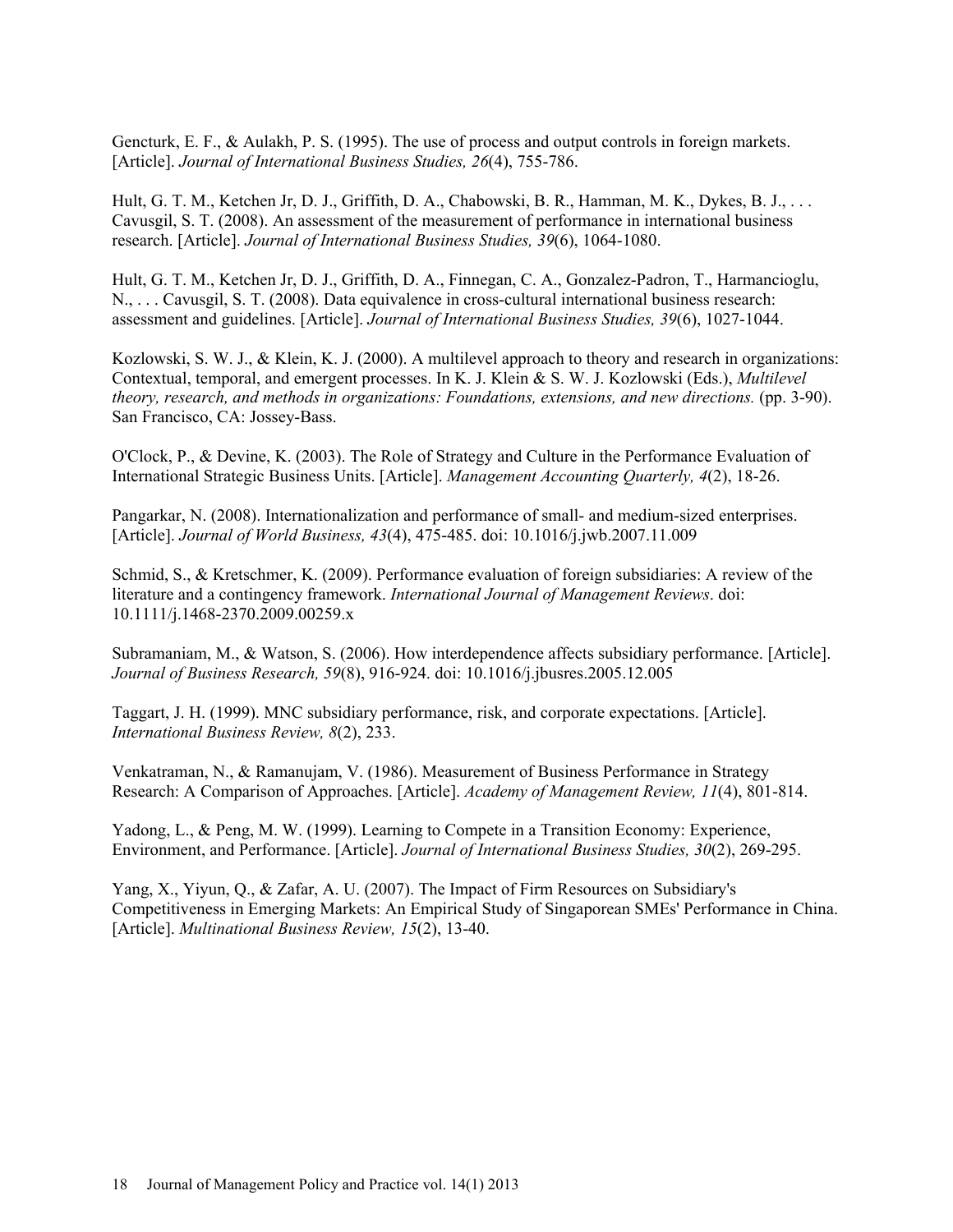Gencturk, E. F., & Aulakh, P. S. (1995). The use of process and output controls in foreign markets. [Article]. *Journal of International Business Studies, 26*(4), 755-786.

Hult, G. T. M., Ketchen Jr, D. J., Griffith, D. A., Chabowski, B. R., Hamman, M. K., Dykes, B. J., . . . Cavusgil, S. T. (2008). An assessment of the measurement of performance in international business research. [Article]. *Journal of International Business Studies, 39*(6), 1064-1080.

Hult, G. T. M., Ketchen Jr, D. J., Griffith, D. A., Finnegan, C. A., Gonzalez-Padron, T., Harmancioglu, N., . . . Cavusgil, S. T. (2008). Data equivalence in cross-cultural international business research: assessment and guidelines. [Article]. *Journal of International Business Studies, 39*(6), 1027-1044.

Kozlowski, S. W. J., & Klein, K. J. (2000). A multilevel approach to theory and research in organizations: Contextual, temporal, and emergent processes. In K. J. Klein & S. W. J. Kozlowski (Eds.), *Multilevel theory, research, and methods in organizations: Foundations, extensions, and new directions.* (pp. 3-90). San Francisco, CA: Jossey-Bass.

O'Clock, P., & Devine, K. (2003). The Role of Strategy and Culture in the Performance Evaluation of International Strategic Business Units. [Article]. *Management Accounting Quarterly, 4*(2), 18-26.

Pangarkar, N. (2008). Internationalization and performance of small- and medium-sized enterprises. [Article]. *Journal of World Business, 43*(4), 475-485. doi: 10.1016/j.jwb.2007.11.009

Schmid, S., & Kretschmer, K. (2009). Performance evaluation of foreign subsidiaries: A review of the literature and a contingency framework. *International Journal of Management Reviews*. doi: 10.1111/j.1468-2370.2009.00259.x

Subramaniam, M., & Watson, S. (2006). How interdependence affects subsidiary performance. [Article]. *Journal of Business Research, 59*(8), 916-924. doi: 10.1016/j.jbusres.2005.12.005

Taggart, J. H. (1999). MNC subsidiary performance, risk, and corporate expectations. [Article]. *International Business Review, 8*(2), 233.

Venkatraman, N., & Ramanujam, V. (1986). Measurement of Business Performance in Strategy Research: A Comparison of Approaches. [Article]. *Academy of Management Review, 11*(4), 801-814.

Yadong, L., & Peng, M. W. (1999). Learning to Compete in a Transition Economy: Experience, Environment, and Performance. [Article]. *Journal of International Business Studies, 30*(2), 269-295.

Yang, X., Yiyun, Q., & Zafar, A. U. (2007). The Impact of Firm Resources on Subsidiary's Competitiveness in Emerging Markets: An Empirical Study of Singaporean SMEs' Performance in China. [Article]. *Multinational Business Review, 15*(2), 13-40.